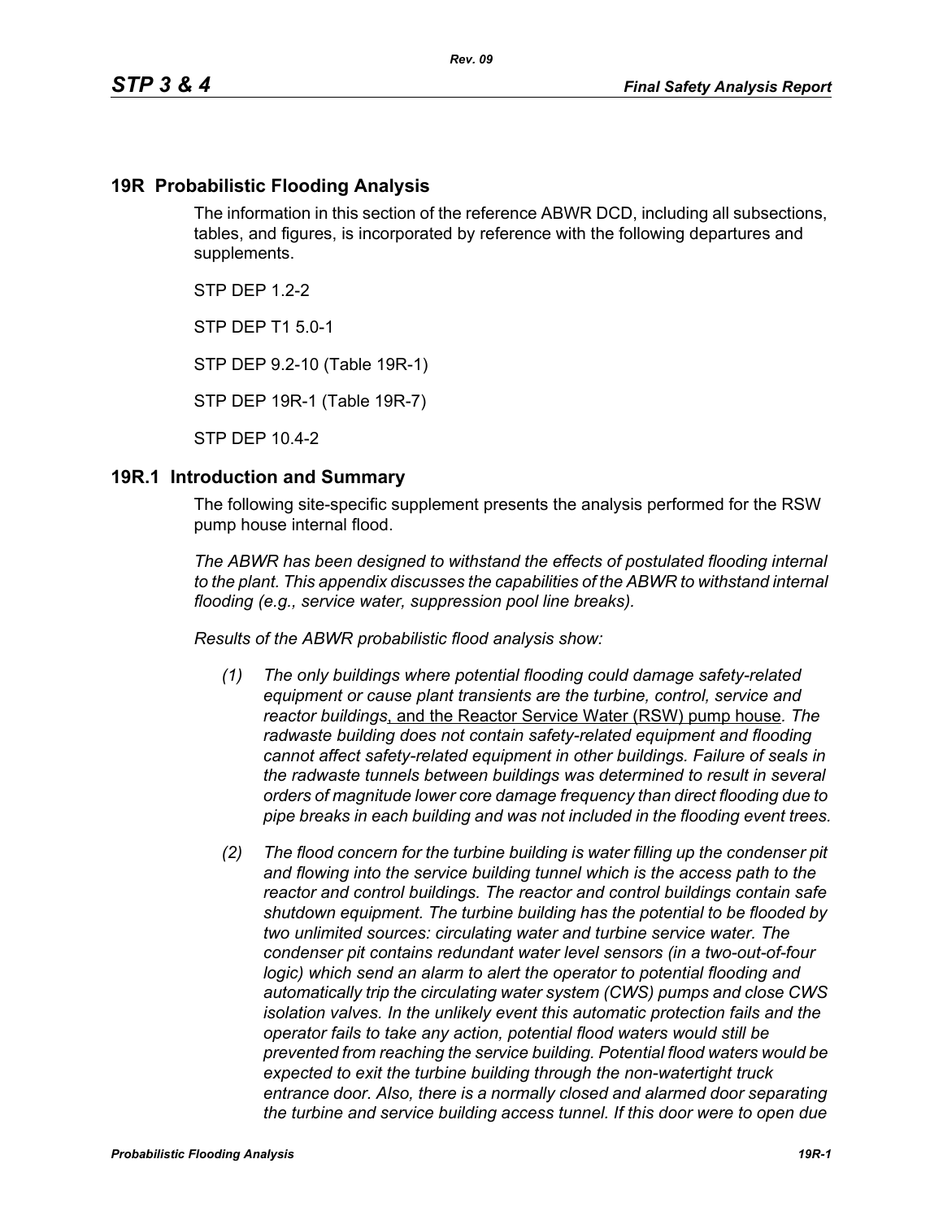## 19R Probabilistic Flooding Analysis

The information in this section of the reference ABWR DCD, including all subsections, tables, and figures, is incorporated by reference with the following departures and supplements.

STP DEP 1.2-2

STP DEP T1 5.0-1

STP DEP 9.2-10 (Table 19R-1)

STP DEP 19R-1 (Table 19R-7)

STP DEP 10.4-2

## 19R.1 Introduction and Summary

The following site-specific supplement presents the analysis performed for the RSW pump house internal flood.

*The ABWR has been designed to withstand the effects of postulated flooding internal to the plant. This appendix discusses the capabilities of the ABWR to withstand internal flooding (e.g., service water, suppression pool line breaks).*

*Results of the ABWR probabilistic flood analysis show:*

- *(1) The only buildings where potential flooding could damage safety-related equipment or cause plant transients are the turbine, control, service and reactor buildings*, and the Reactor Service Water (RSW) pump house*. The radwaste building does not contain safety-related equipment and flooding cannot affect safety-related equipment in other buildings. Failure of seals in the radwaste tunnels between buildings was determined to result in several orders of magnitude lower core damage frequency than direct flooding due to pipe breaks in each building and was not included in the flooding event trees.*

- *(2) The flood concern for the turbine building is water filling up the condenser pit and flowing into the service building tunnel which is the access path to the reactor and control buildings. The reactor and control buildings contain safe shutdown equipment. The turbine building has the potential to be flooded by two unlimited sources: circulating water and turbine service water. The condenser pit contains redundant water level sensors (in a two-out-of-four logic) which send an alarm to alert the operator to potential flooding and automatically trip the circulating water system (CWS) pumps and close CWS isolation valves. In the unlikely event this automatic protection fails and the operator fails to take any action, potential flood waters would still be prevented from reaching the service building. Potential flood waters would be expected to exit the turbine building through the non-watertight truck entrance door. Also, there is a normally closed and alarmed door separating the turbine and service building access tunnel. If this door were to open due*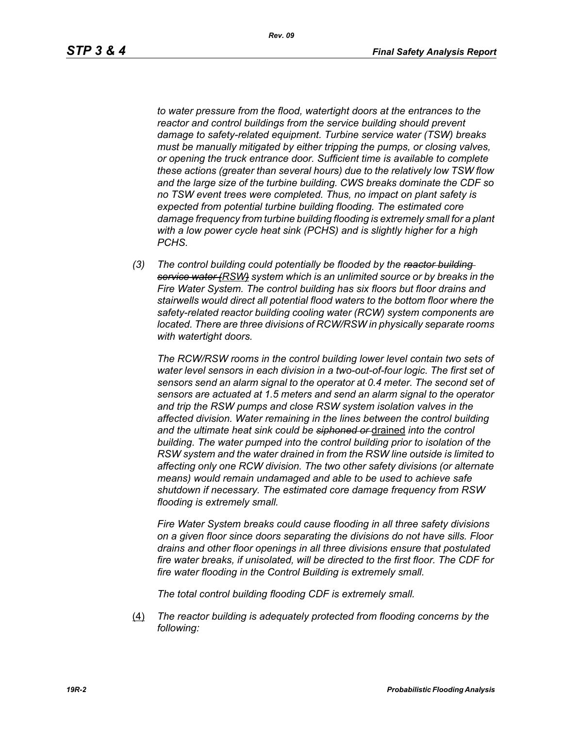*to water pressure from the flood, watertight doors at the entrances to the reactor and control buildings from the service building should prevent damage to safety-related equipment. Turbine service water (TSW) breaks must be manually mitigated by either tripping the pumps, or closing valves, or opening the truck entrance door. Sufficient time is available to complete these actions (greater than several hours) due to the relatively low TSW flow and the large size of the turbine building. CWS breaks dominate the CDF so no TSW event trees were completed. Thus, no impact on plant safety is expected from potential turbine building flooding. The estimated core damage frequency from turbine building flooding is extremely small for a plant with a low power cycle heat sink (PCHS) and is slightly higher for a high PCHS.*

(3) *The control building could potentially be flooded by the ~~reactor building service water (~~RSW~~)~~ system which is an unlimited source or by breaks in the Fire Water System. The control building has six floors but floor drains and stairwells would direct all potential flood waters to the bottom floor where the safety-related reactor building cooling water (RCW) system components are located. There are three divisions of RCW/RSW in physically separate rooms with watertight doors.*

*The RCW/RSW rooms in the control building lower level contain two sets of water level sensors in each division in a two-out-of-four logic. The first set of sensors send an alarm signal to the operator at 0.4 meter. The second set of sensors are actuated at 1.5 meters and send an alarm signal to the operator and trip the RSW pumps and close RSW system isolation valves in the affected division. Water remaining in the lines between the control building and the ultimate heat sink could be ~~siphoned or~~* drained *into the control building. The water pumped into the control building prior to isolation of the RSW system and the water drained in from the RSW line outside is limited to affecting only one RCW division. The two other safety divisions (or alternate means) would remain undamaged and able to be used to achieve safe shutdown if necessary. The estimated core damage frequency from RSW flooding is extremely small.*

*Fire Water System breaks could cause flooding in all three safety divisions on a given floor since doors separating the divisions do not have sills. Floor drains and other floor openings in all three divisions ensure that postulated fire water breaks, if unisolated, will be directed to the first floor. The CDF for fire water flooding in the Control Building is extremely small.*

*The total control building flooding CDF is extremely small.*

(4) *The reactor building is adequately protected from flooding concerns by the following:*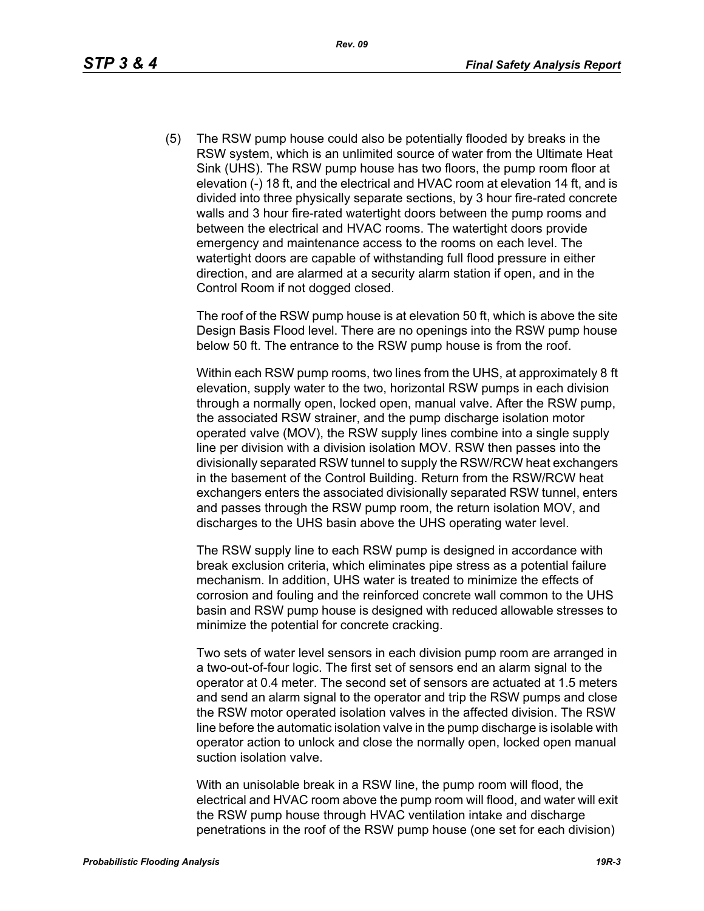(5) The RSW pump house could also be potentially flooded by breaks in the RSW system, which is an unlimited source of water from the Ultimate Heat Sink (UHS). The RSW pump house has two floors, the pump room floor at elevation (-) 18 ft, and the electrical and HVAC room at elevation 14 ft, and is divided into three physically separate sections, by 3 hour fire-rated concrete walls and 3 hour fire-rated watertight doors between the pump rooms and between the electrical and HVAC rooms. The watertight doors provide emergency and maintenance access to the rooms on each level. The watertight doors are capable of withstanding full flood pressure in either direction, and are alarmed at a security alarm station if open, and in the Control Room if not dogged closed.

The roof of the RSW pump house is at elevation 50 ft, which is above the site Design Basis Flood level. There are no openings into the RSW pump house below 50 ft. The entrance to the RSW pump house is from the roof.

Within each RSW pump rooms, two lines from the UHS, at approximately 8 ft elevation, supply water to the two, horizontal RSW pumps in each division through a normally open, locked open, manual valve. After the RSW pump, the associated RSW strainer, and the pump discharge isolation motor operated valve (MOV), the RSW supply lines combine into a single supply line per division with a division isolation MOV. RSW then passes into the divisionally separated RSW tunnel to supply the RSW/RCW heat exchangers in the basement of the Control Building. Return from the RSW/RCW heat exchangers enters the associated divisionally separated RSW tunnel, enters and passes through the RSW pump room, the return isolation MOV, and discharges to the UHS basin above the UHS operating water level.

The RSW supply line to each RSW pump is designed in accordance with break exclusion criteria, which eliminates pipe stress as a potential failure mechanism. In addition, UHS water is treated to minimize the effects of corrosion and fouling and the reinforced concrete wall common to the UHS basin and RSW pump house is designed with reduced allowable stresses to minimize the potential for concrete cracking.

Two sets of water level sensors in each division pump room are arranged in a two-out-of-four logic. The first set of sensors end an alarm signal to the operator at 0.4 meter. The second set of sensors are actuated at 1.5 meters and send an alarm signal to the operator and trip the RSW pumps and close the RSW motor operated isolation valves in the affected division. The RSW line before the automatic isolation valve in the pump discharge is isolable with operator action to unlock and close the normally open, locked open manual suction isolation valve.

With an unisolable break in a RSW line, the pump room will flood, the electrical and HVAC room above the pump room will flood, and water will exit the RSW pump house through HVAC ventilation intake and discharge penetrations in the roof of the RSW pump house (one set for each division)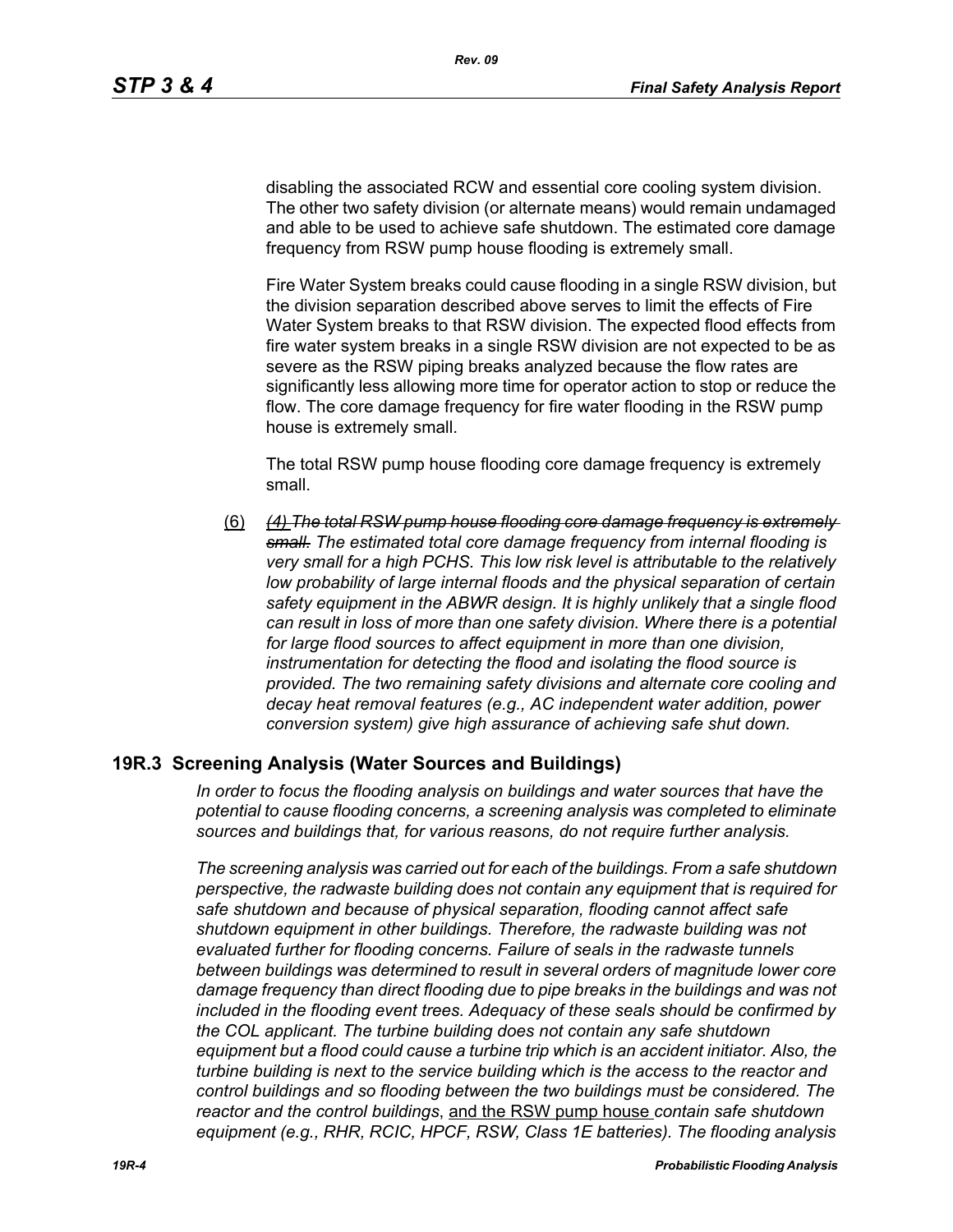disabling the associated RCW and essential core cooling system division. The other two safety division (or alternate means) would remain undamaged and able to be used to achieve safe shutdown. The estimated core damage frequency from RSW pump house flooding is extremely small.

Fire Water System breaks could cause flooding in a single RSW division, but the division separation described above serves to limit the effects of Fire Water System breaks to that RSW division. The expected flood effects from fire water system breaks in a single RSW division are not expected to be as severe as the RSW piping breaks analyzed because the flow rates are significantly less allowing more time for operator action to stop or reduce the flow. The core damage frequency for fire water flooding in the RSW pump house is extremely small.

The total RSW pump house flooding core damage frequency is extremely small.

(6) ~~*(4) The total RSW pump house flooding core damage frequency is extremely small.*~~ *The estimated total core damage frequency from internal flooding is very small for a high PCHS. This low risk level is attributable to the relatively low probability of large internal floods and the physical separation of certain safety equipment in the ABWR design. It is highly unlikely that a single flood can result in loss of more than one safety division. Where there is a potential for large flood sources to affect equipment in more than one division, instrumentation for detecting the flood and isolating the flood source is provided. The two remaining safety divisions and alternate core cooling and decay heat removal features (e.g., AC independent water addition, power conversion system) give high assurance of achieving safe shut down.*

## 19R.3 Screening Analysis (Water Sources and Buildings)

*In order to focus the flooding analysis on buildings and water sources that have the potential to cause flooding concerns, a screening analysis was completed to eliminate sources and buildings that, for various reasons, do not require further analysis.*

*The screening analysis was carried out for each of the buildings. From a safe shutdown perspective, the radwaste building does not contain any equipment that is required for safe shutdown and because of physical separation, flooding cannot affect safe shutdown equipment in other buildings. Therefore, the radwaste building was not evaluated further for flooding concerns. Failure of seals in the radwaste tunnels between buildings was determined to result in several orders of magnitude lower core damage frequency than direct flooding due to pipe breaks in the buildings and was not included in the flooding event trees. Adequacy of these seals should be confirmed by the COL applicant. The turbine building does not contain any safe shutdown equipment but a flood could cause a turbine trip which is an accident initiator. Also, the turbine building is next to the service building which is the access to the reactor and control buildings and so flooding between the two buildings must be considered. The reactor and the control buildings*, <u>and the RSW pump house</u> *contain safe shutdown equipment (e.g., RHR, RCIC, HPCF, RSW, Class 1E batteries). The flooding analysis*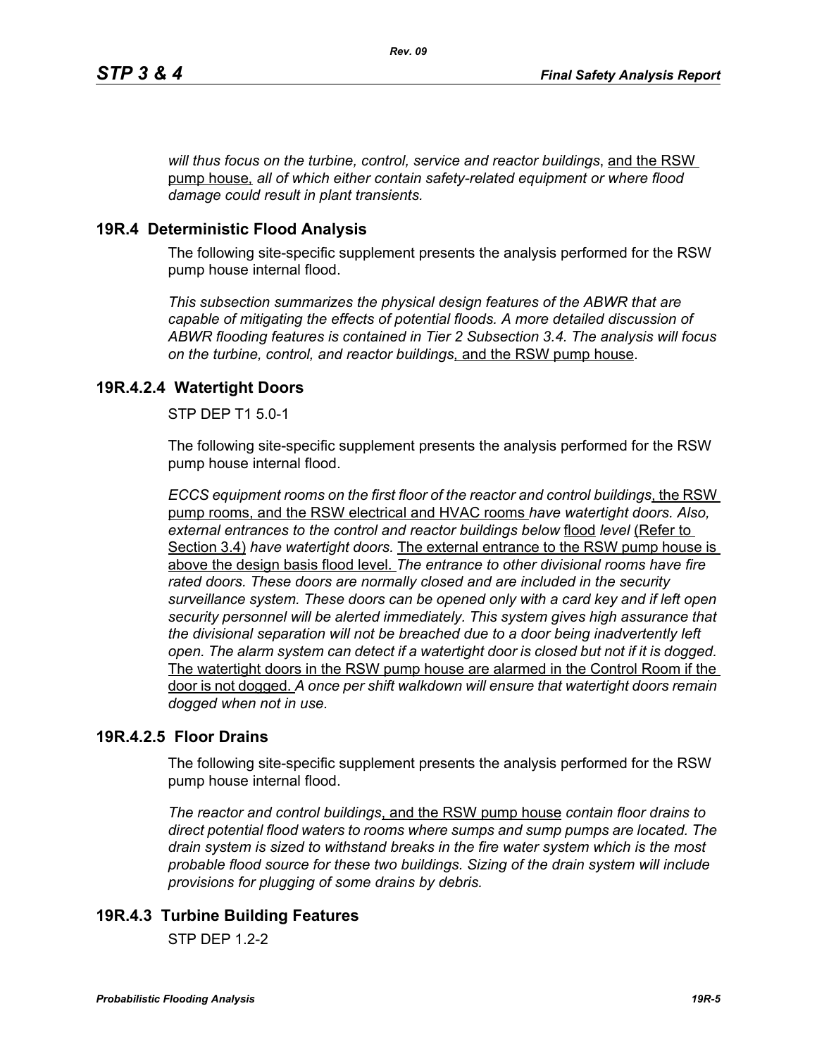*will thus focus on the turbine, control, service and reactor buildings*, and the RSW pump house, *all of which either contain safety-related equipment or where flood damage could result in plant transients.*

## 19R.4 Deterministic Flood Analysis

The following site-specific supplement presents the analysis performed for the RSW pump house internal flood.

*This subsection summarizes the physical design features of the ABWR that are capable of mitigating the effects of potential floods. A more detailed discussion of ABWR flooding features is contained in Tier 2 Subsection 3.4. The analysis will focus on the turbine, control, and reactor buildings*, and the RSW pump house.

### 19R.4.2.4 Watertight Doors

STP DEP T1 5.0-1

The following site-specific supplement presents the analysis performed for the RSW pump house internal flood.

*ECCS equipment rooms on the first floor of the reactor and control buildings*, the RSW pump rooms, and the RSW electrical and HVAC rooms *have watertight doors. Also, external entrances to the control and reactor buildings below* flood *level* (Refer to Section 3.4) *have watertight doors.* The external entrance to the RSW pump house is above the design basis flood level. *The entrance to other divisional rooms have fire rated doors. These doors are normally closed and are included in the security surveillance system. These doors can be opened only with a card key and if left open security personnel will be alerted immediately. This system gives high assurance that the divisional separation will not be breached due to a door being inadvertently left open. The alarm system can detect if a watertight door is closed but not if it is dogged.* The watertight doors in the RSW pump house are alarmed in the Control Room if the door is not dogged. *A once per shift walkdown will ensure that watertight doors remain dogged when not in use.*

### 19R.4.2.5 Floor Drains

The following site-specific supplement presents the analysis performed for the RSW pump house internal flood.

*The reactor and control buildings*, and the RSW pump house *contain floor drains to direct potential flood waters to rooms where sumps and sump pumps are located. The drain system is sized to withstand breaks in the fire water system which is the most probable flood source for these two buildings. Sizing of the drain system will include provisions for plugging of some drains by debris.*

### 19R.4.3 Turbine Building Features

STP DEP 1.2-2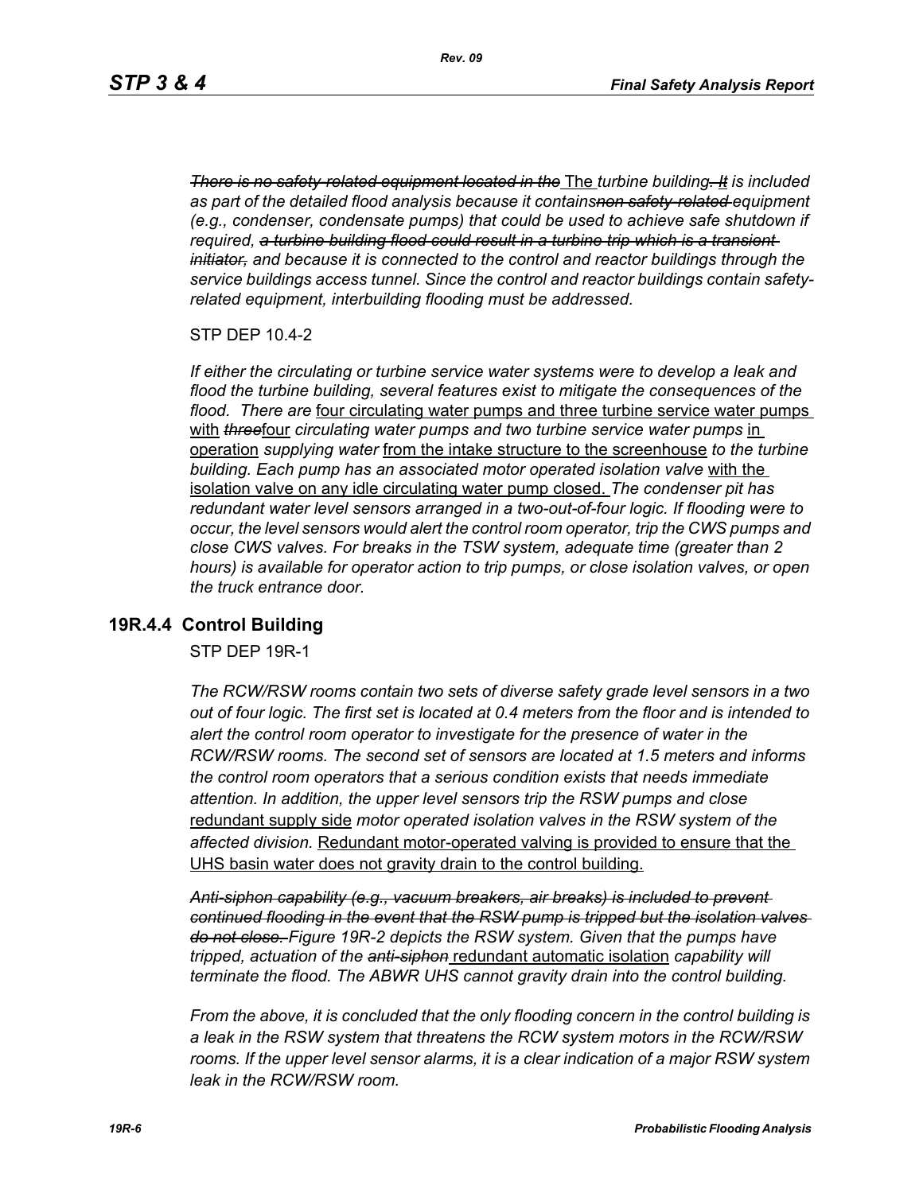*~~There is no safety-related equipment located in the~~* The *turbine building~~. It~~ is included as part of the detailed flood analysis because it contains~~non safety-related~~ equipment (e.g., condenser, condensate pumps) that could be used to achieve safe shutdown if required, ~~a turbine building flood could result in a turbine trip which is a transient initiator,~~ and because it is connected to the control and reactor buildings through the service buildings access tunnel. Since the control and reactor buildings contain safety-related equipment, interbuilding flooding must be addressed.*

STP DEP 10.4-2

*If either the circulating or turbine service water systems were to develop a leak and flood the turbine building, several features exist to mitigate the consequences of the flood. There are* <u>four circulating water pumps and three turbine service water pumps with</u> *~~three~~*<u>four</u> *circulating water pumps and two turbine service water pumps* <u>in operation</u> *supplying water* <u>from the intake structure to the screenhouse</u> *to the turbine building. Each pump has an associated motor operated isolation valve* <u>with the isolation valve on any idle circulating water pump closed.</u> *The condenser pit has redundant water level sensors arranged in a two-out-of-four logic. If flooding were to occur, the level sensors would alert the control room operator, trip the CWS pumps and close CWS valves. For breaks in the TSW system, adequate time (greater than 2 hours) is available for operator action to trip pumps, or close isolation valves, or open the truck entrance door.*

## 19R.4.4 Control Building

STP DEP 19R-1

*The RCW/RSW rooms contain two sets of diverse safety grade level sensors in a two out of four logic. The first set is located at 0.4 meters from the floor and is intended to alert the control room operator to investigate for the presence of water in the RCW/RSW rooms. The second set of sensors are located at 1.5 meters and informs the control room operators that a serious condition exists that needs immediate attention. In addition, the upper level sensors trip the RSW pumps and close* <u>redundant supply side</u> *motor operated isolation valves in the RSW system of the affected division.* <u>Redundant motor-operated valving is provided to ensure that the UHS basin water does not gravity drain to the control building.</u>

*~~Anti-siphon capability (e.g., vacuum breakers, air breaks) is included to prevent continued flooding in the event that the RSW pump is tripped but the isolation valves do not close.~~ Figure 19R-2 depicts the RSW system. Given that the pumps have tripped, actuation of the ~~anti-siphon~~* <u>redundant automatic isolation</u> *capability will terminate the flood. The ABWR UHS cannot gravity drain into the control building.*

*From the above, it is concluded that the only flooding concern in the control building is a leak in the RSW system that threatens the RCW system motors in the RCW/RSW rooms. If the upper level sensor alarms, it is a clear indication of a major RSW system leak in the RCW/RSW room.*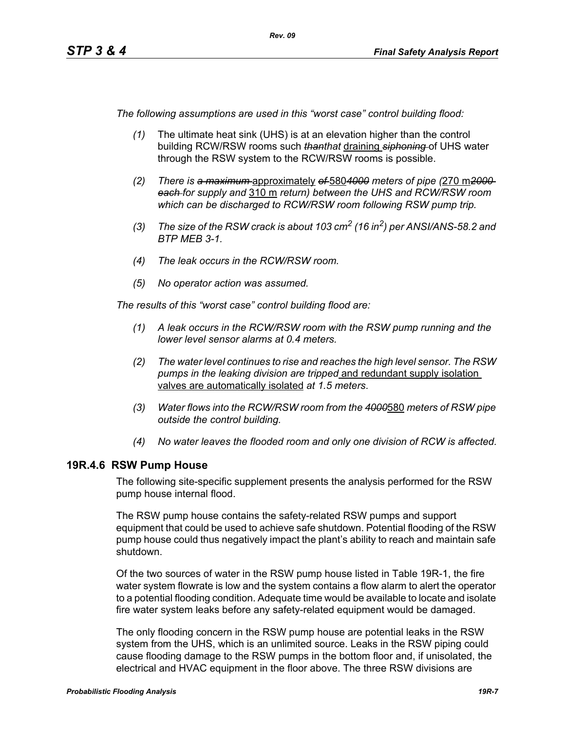*The following assumptions are used in this "worst case" control building flood:*

*(1)* The ultimate heat sink (UHS) is at an elevation higher than the control building RCW/RSW rooms such ~~*than*~~*that* draining ~~*siphoning*~~ of UHS water through the RSW system to the RCW/RSW rooms is possible.

*(2) There is ~~a maximum~~* approximately *~~of~~* 580*~~4000~~ meters of pipe (*270 m*~~2000 each~~ for supply and* 310 m *return) between the UHS and RCW/RSW room which can be discharged to RCW/RSW room following RSW pump trip.*

*(3) The size of the RSW crack is about 103 cm$^2$ (16 in$^2$) per ANSI/ANS-58.2 and BTP MEB 3-1.*

*(4) The leak occurs in the RCW/RSW room.*

*(5) No operator action was assumed.*

*The results of this "worst case" control building flood are:*

*(1) A leak occurs in the RCW/RSW room with the RSW pump running and the lower level sensor alarms at 0.4 meters.*

*(2) The water level continues to rise and reaches the high level sensor. The RSW pumps in the leaking division are tripped* and redundant supply isolation valves are automatically isolated *at 1.5 meters.*

*(3) Water flows into the RCW/RSW room from the ~~4000~~*580 *meters of RSW pipe outside the control building.*

*(4) No water leaves the flooded room and only one division of RCW is affected.*

## 19R.4.6 RSW Pump House

The following site-specific supplement presents the analysis performed for the RSW pump house internal flood.

The RSW pump house contains the safety-related RSW pumps and support equipment that could be used to achieve safe shutdown. Potential flooding of the RSW pump house could thus negatively impact the plant's ability to reach and maintain safe shutdown.

Of the two sources of water in the RSW pump house listed in Table 19R-1, the fire water system flowrate is low and the system contains a flow alarm to alert the operator to a potential flooding condition. Adequate time would be available to locate and isolate fire water system leaks before any safety-related equipment would be damaged.

The only flooding concern in the RSW pump house are potential leaks in the RSW system from the UHS, which is an unlimited source. Leaks in the RSW piping could cause flooding damage to the RSW pumps in the bottom floor and, if unisolated, the electrical and HVAC equipment in the floor above. The three RSW divisions are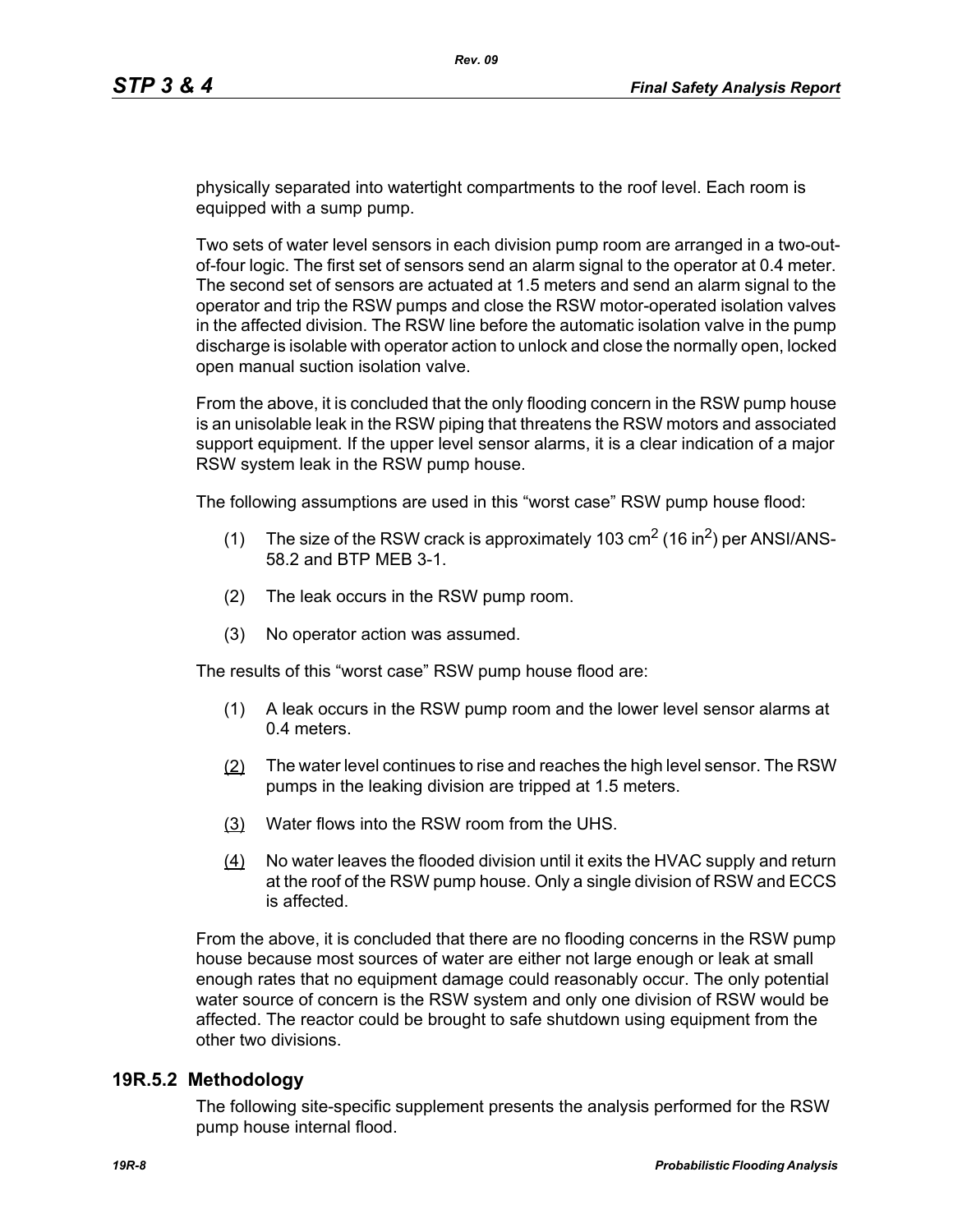physically separated into watertight compartments to the roof level. Each room is equipped with a sump pump.

Two sets of water level sensors in each division pump room are arranged in a two-out-of-four logic. The first set of sensors send an alarm signal to the operator at 0.4 meter. The second set of sensors are actuated at 1.5 meters and send an alarm signal to the operator and trip the RSW pumps and close the RSW motor-operated isolation valves in the affected division. The RSW line before the automatic isolation valve in the pump discharge is isolable with operator action to unlock and close the normally open, locked open manual suction isolation valve.

From the above, it is concluded that the only flooding concern in the RSW pump house is an unisolable leak in the RSW piping that threatens the RSW motors and associated support equipment. If the upper level sensor alarms, it is a clear indication of a major RSW system leak in the RSW pump house.

The following assumptions are used in this "worst case" RSW pump house flood:

(1) The size of the RSW crack is approximately 103 $cm^2$ (16 $in^2$) per ANSI/ANS-58.2 and BTP MEB 3-1.

(2) The leak occurs in the RSW pump room.

(3) No operator action was assumed.

The results of this "worst case" RSW pump house flood are:

(1) A leak occurs in the RSW pump room and the lower level sensor alarms at 0.4 meters.

(2) The water level continues to rise and reaches the high level sensor. The RSW pumps in the leaking division are tripped at 1.5 meters.

(3) Water flows into the RSW room from the UHS.

(4) No water leaves the flooded division until it exits the HVAC supply and return at the roof of the RSW pump house. Only a single division of RSW and ECCS is affected.

From the above, it is concluded that there are no flooding concerns in the RSW pump house because most sources of water are either not large enough or leak at small enough rates that no equipment damage could reasonably occur. The only potential water source of concern is the RSW system and only one division of RSW would be affected. The reactor could be brought to safe shutdown using equipment from the other two divisions.

## 19R.5.2 Methodology

The following site-specific supplement presents the analysis performed for the RSW pump house internal flood.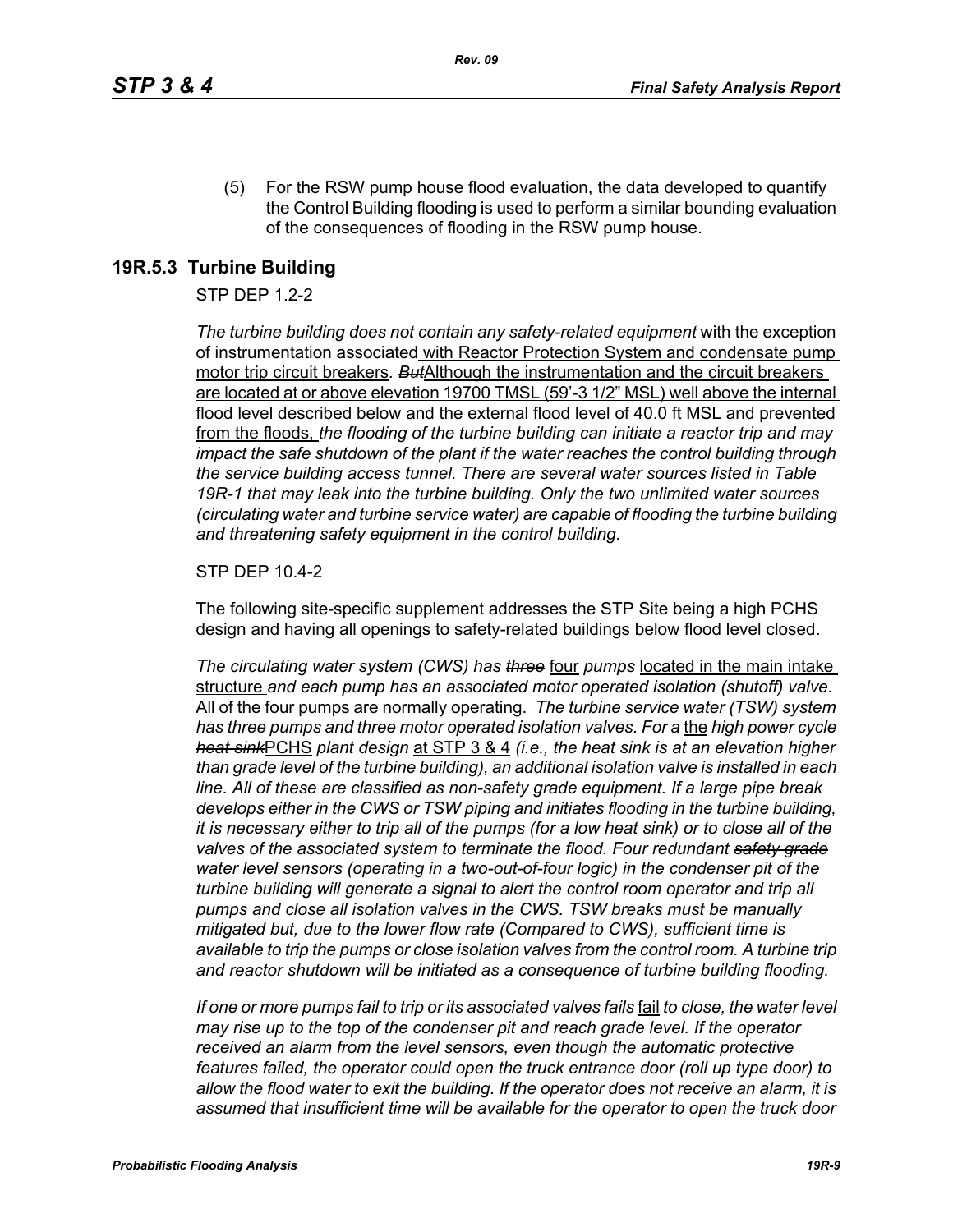(5) For the RSW pump house flood evaluation, the data developed to quantify the Control Building flooding is used to perform a similar bounding evaluation of the consequences of flooding in the RSW pump house.

## 19R.5.3 Turbine Building

STP DEP 1.2-2

*The turbine building does not contain any safety-related equipment* with the exception of instrumentation associated with Reactor Protection System and condensate pump motor trip circuit breakers*. ~~But~~*Although the instrumentation and the circuit breakers are located at or above elevation 19700 TMSL (59'-3 1/2" MSL) well above the internal flood level described below and the external flood level of 40.0 ft MSL and prevented from the floods, *the flooding of the turbine building can initiate a reactor trip and may impact the safe shutdown of the plant if the water reaches the control building through the service building access tunnel. There are several water sources listed in Table 19R-1 that may leak into the turbine building. Only the two unlimited water sources (circulating water and turbine service water) are capable of flooding the turbine building and threatening safety equipment in the control building.*

STP DEP 10.4-2

The following site-specific supplement addresses the STP Site being a high PCHS design and having all openings to safety-related buildings below flood level closed.

*The circulating water system (CWS) has ~~three~~* four *pumps* located in the main intake structure *and each pump has an associated motor operated isolation (shutoff) valve.* All of the four pumps are normally operating. *The turbine service water (TSW) system has three pumps and three motor operated isolation valves. For ~~a~~* the *high ~~power cycle heat sink~~*PCHS *plant design* at STP 3 & 4 *(i.e., the heat sink is at an elevation higher than grade level of the turbine building), an additional isolation valve is installed in each line. All of these are classified as non-safety grade equipment. If a large pipe break develops either in the CWS or TSW piping and initiates flooding in the turbine building, it is necessary ~~either to trip all of the pumps (for a low heat sink) or~~ to close all of the valves of the associated system to terminate the flood. Four redundant ~~safety grade~~ water level sensors (operating in a two-out-of-four logic) in the condenser pit of the turbine building will generate a signal to alert the control room operator and trip all pumps and close all isolation valves in the CWS. TSW breaks must be manually mitigated but, due to the lower flow rate (Compared to CWS), sufficient time is available to trip the pumps or close isolation valves from the control room. A turbine trip and reactor shutdown will be initiated as a consequence of turbine building flooding.*

*If one or more ~~pumps fail to trip or its associated~~ valves ~~fails~~* fail *to close, the water level may rise up to the top of the condenser pit and reach grade level. If the operator received an alarm from the level sensors, even though the automatic protective features failed, the operator could open the truck entrance door (roll up type door) to allow the flood water to exit the building. If the operator does not receive an alarm, it is assumed that insufficient time will be available for the operator to open the truck door*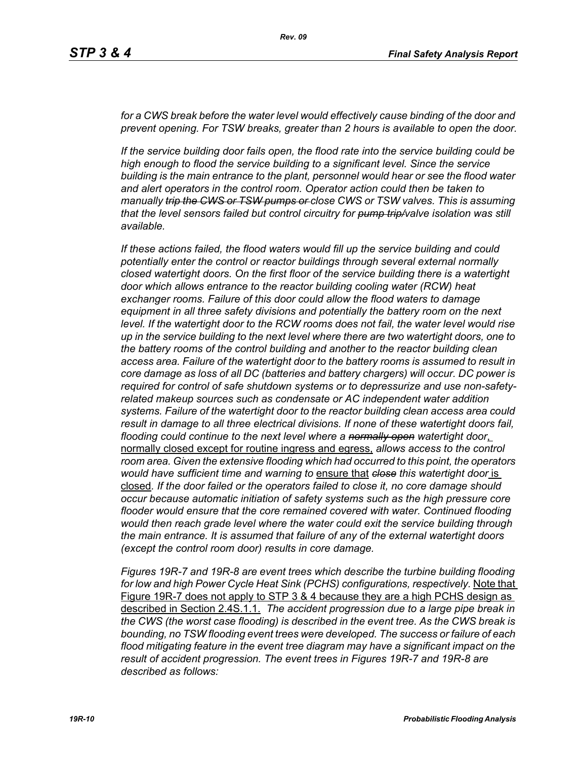*for a CWS break before the water level would effectively cause binding of the door and prevent opening. For TSW breaks, greater than 2 hours is available to open the door.*

*If the service building door fails open, the flood rate into the service building could be high enough to flood the service building to a significant level. Since the service building is the main entrance to the plant, personnel would hear or see the flood water and alert operators in the control room. Operator action could then be taken to manually ~~trip the CWS or TSW pumps or~~ close CWS or TSW valves. This is assuming that the level sensors failed but control circuitry for ~~pump trip/~~valve isolation was still available.*

*If these actions failed, the flood waters would fill up the service building and could potentially enter the control or reactor buildings through several external normally closed watertight doors. On the first floor of the service building there is a watertight door which allows entrance to the reactor building cooling water (RCW) heat exchanger rooms. Failure of this door could allow the flood waters to damage equipment in all three safety divisions and potentially the battery room on the next level. If the watertight door to the RCW rooms does not fail, the water level would rise up in the service building to the next level where there are two watertight doors, one to the battery rooms of the control building and another to the reactor building clean access area. Failure of the watertight door to the battery rooms is assumed to result in core damage as loss of all DC (batteries and battery chargers) will occur. DC power is required for control of safe shutdown systems or to depressurize and use non-safety-related makeup sources such as condensate or AC independent water addition systems. Failure of the watertight door to the reactor building clean access area could result in damage to all three electrical divisions. If none of these watertight doors fail, flooding could continue to the next level where a ~~normally open~~ watertight door,* <u>normally closed except for routine ingress and egress,</u> *allows access to the control room area. Given the extensive flooding which had occurred to this point, the operators would have sufficient time and warning to* <u>ensure that</u> *~~close~~ this watertight door* <u>is closed</u>*. If the door failed or the operators failed to close it, no core damage should occur because automatic initiation of safety systems such as the high pressure core flooder would ensure that the core remained covered with water. Continued flooding would then reach grade level where the water could exit the service building through the main entrance. It is assumed that failure of any of the external watertight doors (except the control room door) results in core damage.*

*Figures 19R-7 and 19R-8 are event trees which describe the turbine building flooding for low and high Power Cycle Heat Sink (PCHS) configurations, respectively.* <u>Note that Figure 19R-7 does not apply to STP 3 & 4 because they are a high PCHS design as described in Section 2.4S.1.1.</u> *The accident progression due to a large pipe break in the CWS (the worst case flooding) is described in the event tree. As the CWS break is bounding, no TSW flooding event trees were developed. The success or failure of each flood mitigating feature in the event tree diagram may have a significant impact on the result of accident progression. The event trees in Figures 19R-7 and 19R-8 are described as follows:*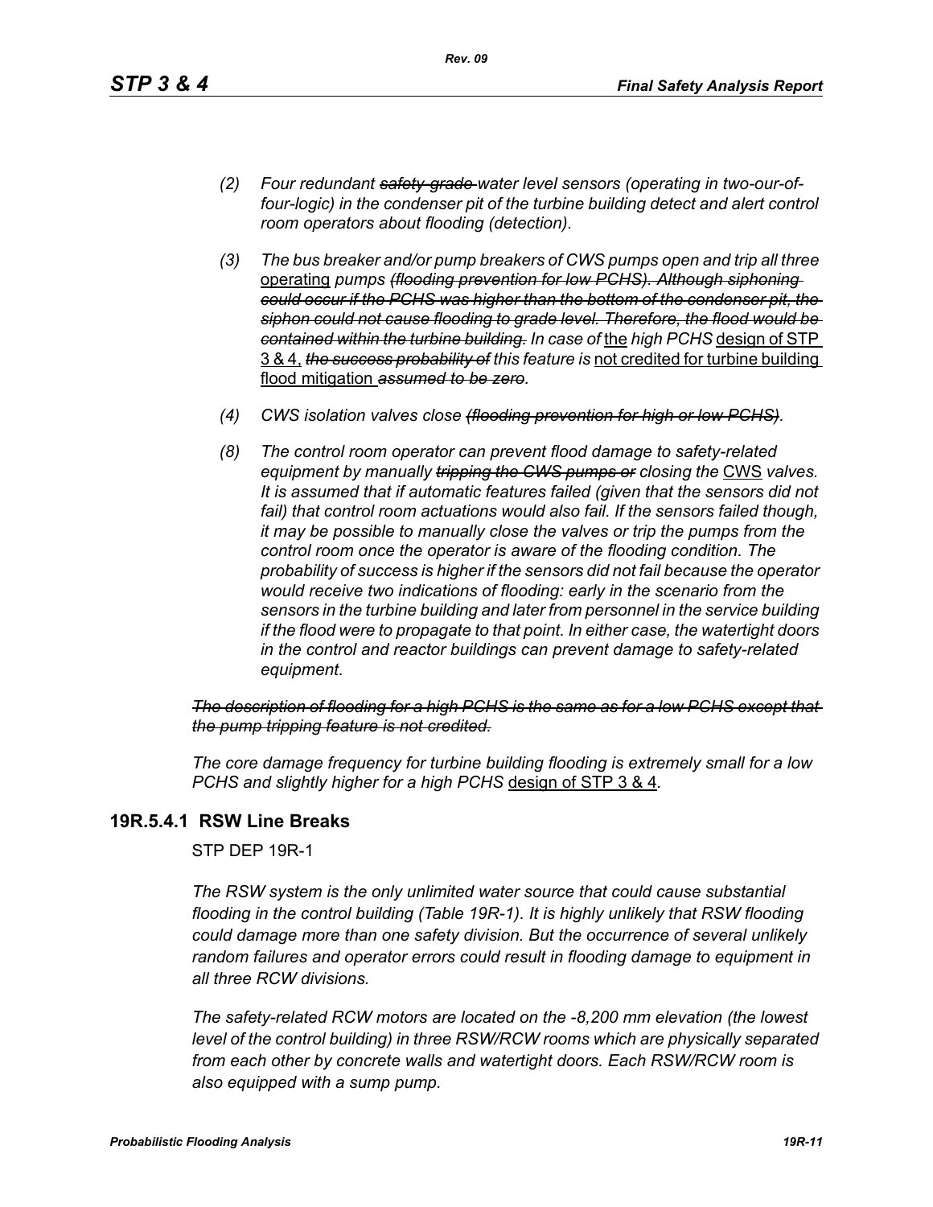*(2) Four redundant ~~safety-grade~~ water level sensors (operating in two-our-of-four-logic) in the condenser pit of the turbine building detect and alert control room operators about flooding (detection).*

*(3) The bus breaker and/or pump breakers of CWS pumps open and trip all three* <u>operating</u> *pumps ~~(flooding prevention for low PCHS). Although siphoning could occur if the PCHS was higher than the bottom of the condenser pit, the siphon could not cause flooding to grade level. Therefore, the flood would be contained within the turbine building.~~ In case of* <u>the</u> *high PCHS* <u>design of STP 3 & 4,</u> *~~the success probability of~~ this feature is* <u>not credited for turbine building flood mitigation</u> *~~assumed to be zero~~.*

*(4) CWS isolation valves close ~~(flooding prevention for high or low PCHS)~~.*

*(8) The control room operator can prevent flood damage to safety-related equipment by manually ~~tripping the CWS pumps or~~ closing the* <u>CWS</u> *valves. It is assumed that if automatic features failed (given that the sensors did not fail) that control room actuations would also fail. If the sensors failed though, it may be possible to manually close the valves or trip the pumps from the control room once the operator is aware of the flooding condition. The probability of success is higher if the sensors did not fail because the operator would receive two indications of flooding: early in the scenario from the sensors in the turbine building and later from personnel in the service building if the flood were to propagate to that point. In either case, the watertight doors in the control and reactor buildings can prevent damage to safety-related equipment.*

*~~The description of flooding for a high PCHS is the same as for a low PCHS except that the pump tripping feature is not credited.~~*

*The core damage frequency for turbine building flooding is extremely small for a low PCHS and slightly higher for a high PCHS* <u>design of STP 3 & 4</u>.

## 19R.5.4.1 RSW Line Breaks

STP DEP 19R-1

*The RSW system is the only unlimited water source that could cause substantial flooding in the control building (Table 19R-1). It is highly unlikely that RSW flooding could damage more than one safety division. But the occurrence of several unlikely random failures and operator errors could result in flooding damage to equipment in all three RCW divisions.*

*The safety-related RCW motors are located on the -8,200 mm elevation (the lowest level of the control building) in three RSW/RCW rooms which are physically separated from each other by concrete walls and watertight doors. Each RSW/RCW room is also equipped with a sump pump.*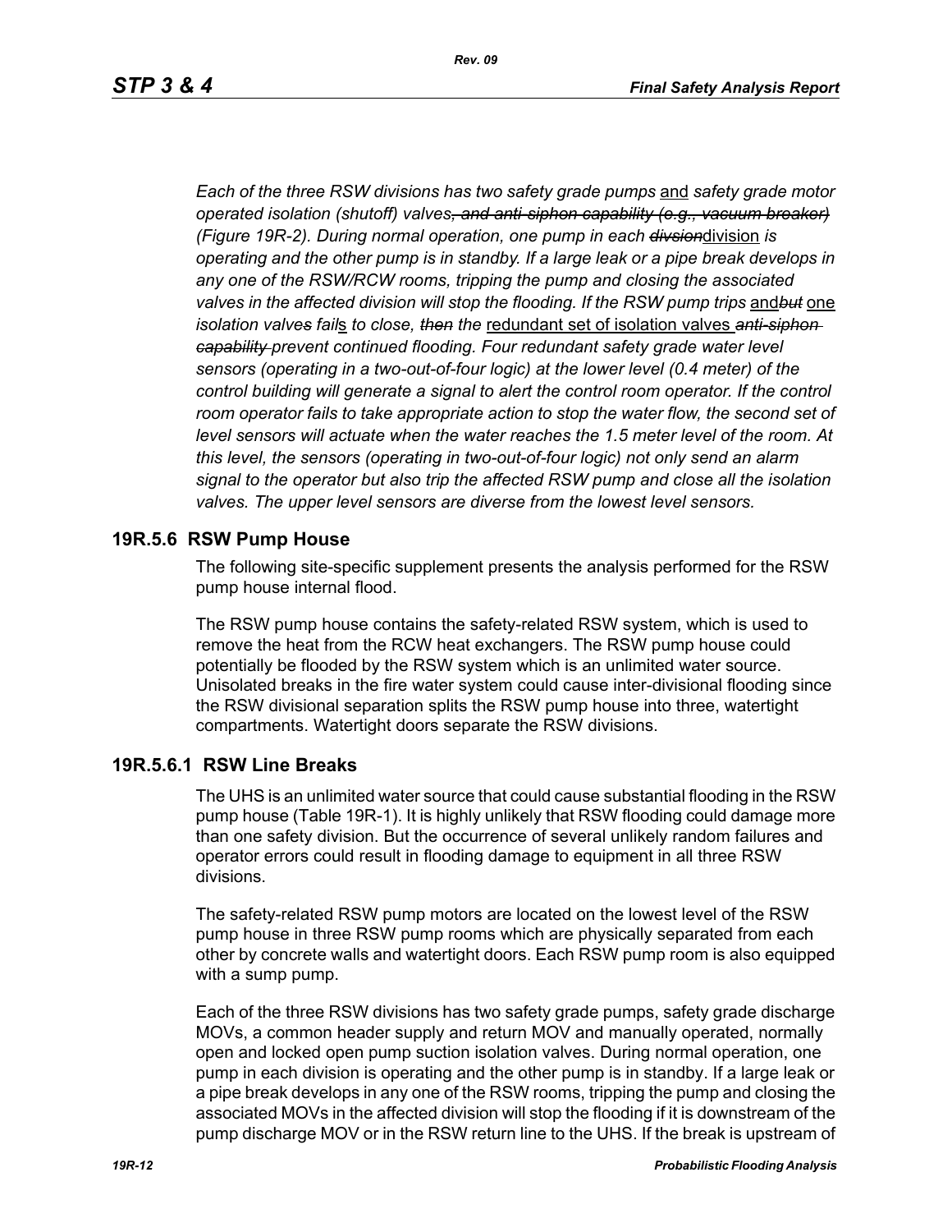*Each of the three RSW divisions has two safety grade pumps* <u>and</u> *safety grade motor operated isolation (shutoff) valves*~~*, and anti-siphon capability (e.g., vacuum breaker)*~~ *(Figure 19R-2). During normal operation, one pump in each* ~~*divsion*~~<u>division</u> *is operating and the other pump is in standby. If a large leak or a pipe break develops in any one of the RSW/RCW rooms, tripping the pump and closing the associated valves in the affected division will stop the flooding. If the RSW pump trips* <u>and</u>~~*but*~~ <u>one</u> *isolation valve*~~*s*~~ *fail*<u>s</u> *to close,* ~~*then*~~ *the* <u>redundant set of isolation valves</u> ~~*anti-siphon capability*~~ *prevent continued flooding. Four redundant safety grade water level sensors (operating in a two-out-of-four logic) at the lower level (0.4 meter) of the control building will generate a signal to alert the control room operator. If the control room operator fails to take appropriate action to stop the water flow, the second set of level sensors will actuate when the water reaches the 1.5 meter level of the room. At this level, the sensors (operating in two-out-of-four logic) not only send an alarm signal to the operator but also trip the affected RSW pump and close all the isolation valves. The upper level sensors are diverse from the lowest level sensors.*

## 19R.5.6 RSW Pump House

The following site-specific supplement presents the analysis performed for the RSW pump house internal flood.

The RSW pump house contains the safety-related RSW system, which is used to remove the heat from the RCW heat exchangers. The RSW pump house could potentially be flooded by the RSW system which is an unlimited water source. Unisolated breaks in the fire water system could cause inter-divisional flooding since the RSW divisional separation splits the RSW pump house into three, watertight compartments. Watertight doors separate the RSW divisions.

### 19R.5.6.1 RSW Line Breaks

The UHS is an unlimited water source that could cause substantial flooding in the RSW pump house (Table 19R-1). It is highly unlikely that RSW flooding could damage more than one safety division. But the occurrence of several unlikely random failures and operator errors could result in flooding damage to equipment in all three RSW divisions.

The safety-related RSW pump motors are located on the lowest level of the RSW pump house in three RSW pump rooms which are physically separated from each other by concrete walls and watertight doors. Each RSW pump room is also equipped with a sump pump.

Each of the three RSW divisions has two safety grade pumps, safety grade discharge MOVs, a common header supply and return MOV and manually operated, normally open and locked open pump suction isolation valves. During normal operation, one pump in each division is operating and the other pump is in standby. If a large leak or a pipe break develops in any one of the RSW rooms, tripping the pump and closing the associated MOVs in the affected division will stop the flooding if it is downstream of the pump discharge MOV or in the RSW return line to the UHS. If the break is upstream of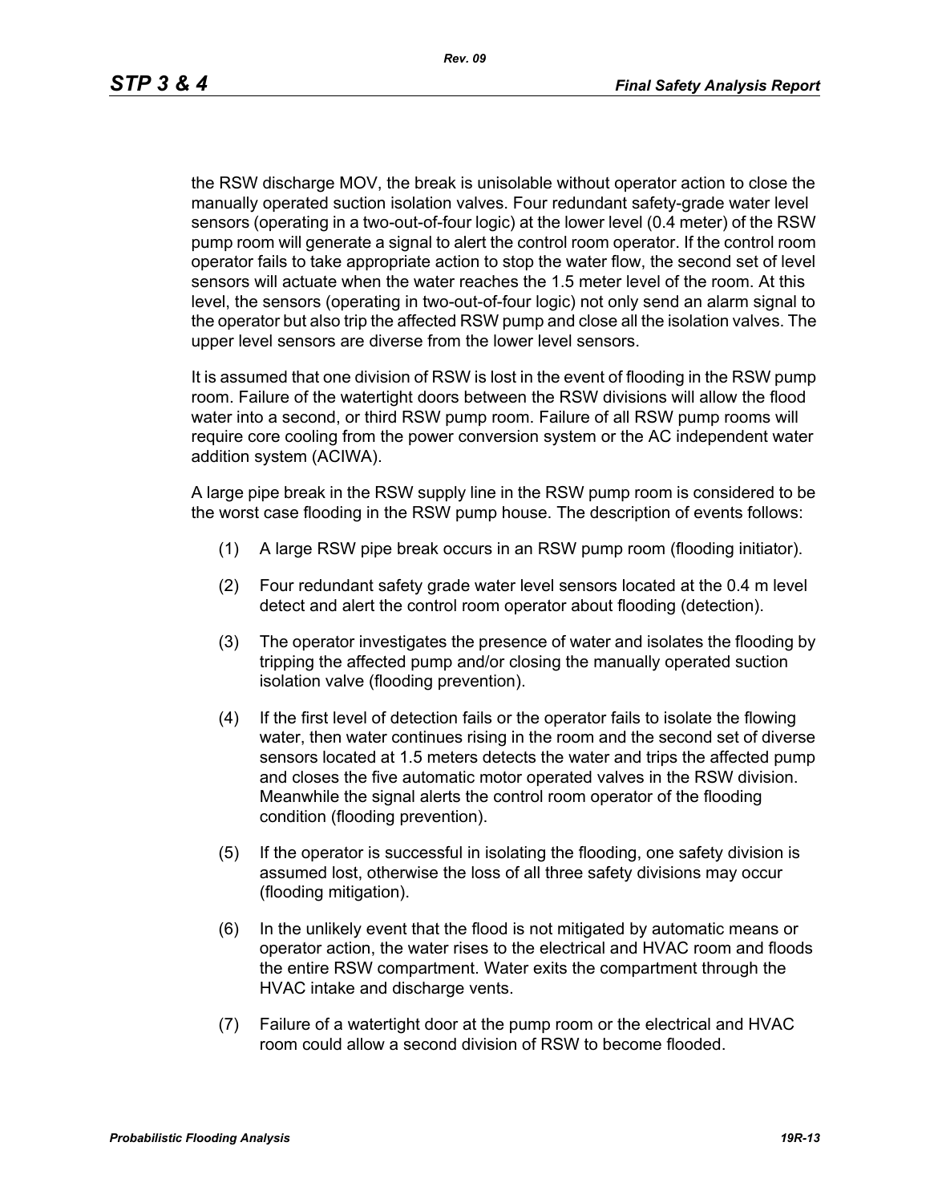the RSW discharge MOV, the break is unisolable without operator action to close the manually operated suction isolation valves. Four redundant safety-grade water level sensors (operating in a two-out-of-four logic) at the lower level (0.4 meter) of the RSW pump room will generate a signal to alert the control room operator. If the control room operator fails to take appropriate action to stop the water flow, the second set of level sensors will actuate when the water reaches the 1.5 meter level of the room. At this level, the sensors (operating in two-out-of-four logic) not only send an alarm signal to the operator but also trip the affected RSW pump and close all the isolation valves. The upper level sensors are diverse from the lower level sensors.

It is assumed that one division of RSW is lost in the event of flooding in the RSW pump room. Failure of the watertight doors between the RSW divisions will allow the flood water into a second, or third RSW pump room. Failure of all RSW pump rooms will require core cooling from the power conversion system or the AC independent water addition system (ACIWA).

A large pipe break in the RSW supply line in the RSW pump room is considered to be the worst case flooding in the RSW pump house. The description of events follows:

(1) A large RSW pipe break occurs in an RSW pump room (flooding initiator).

(2) Four redundant safety grade water level sensors located at the 0.4 m level detect and alert the control room operator about flooding (detection).

(3) The operator investigates the presence of water and isolates the flooding by tripping the affected pump and/or closing the manually operated suction isolation valve (flooding prevention).

(4) If the first level of detection fails or the operator fails to isolate the flowing water, then water continues rising in the room and the second set of diverse sensors located at 1.5 meters detects the water and trips the affected pump and closes the five automatic motor operated valves in the RSW division. Meanwhile the signal alerts the control room operator of the flooding condition (flooding prevention).

(5) If the operator is successful in isolating the flooding, one safety division is assumed lost, otherwise the loss of all three safety divisions may occur (flooding mitigation).

(6) In the unlikely event that the flood is not mitigated by automatic means or operator action, the water rises to the electrical and HVAC room and floods the entire RSW compartment. Water exits the compartment through the HVAC intake and discharge vents.

(7) Failure of a watertight door at the pump room or the electrical and HVAC room could allow a second division of RSW to become flooded.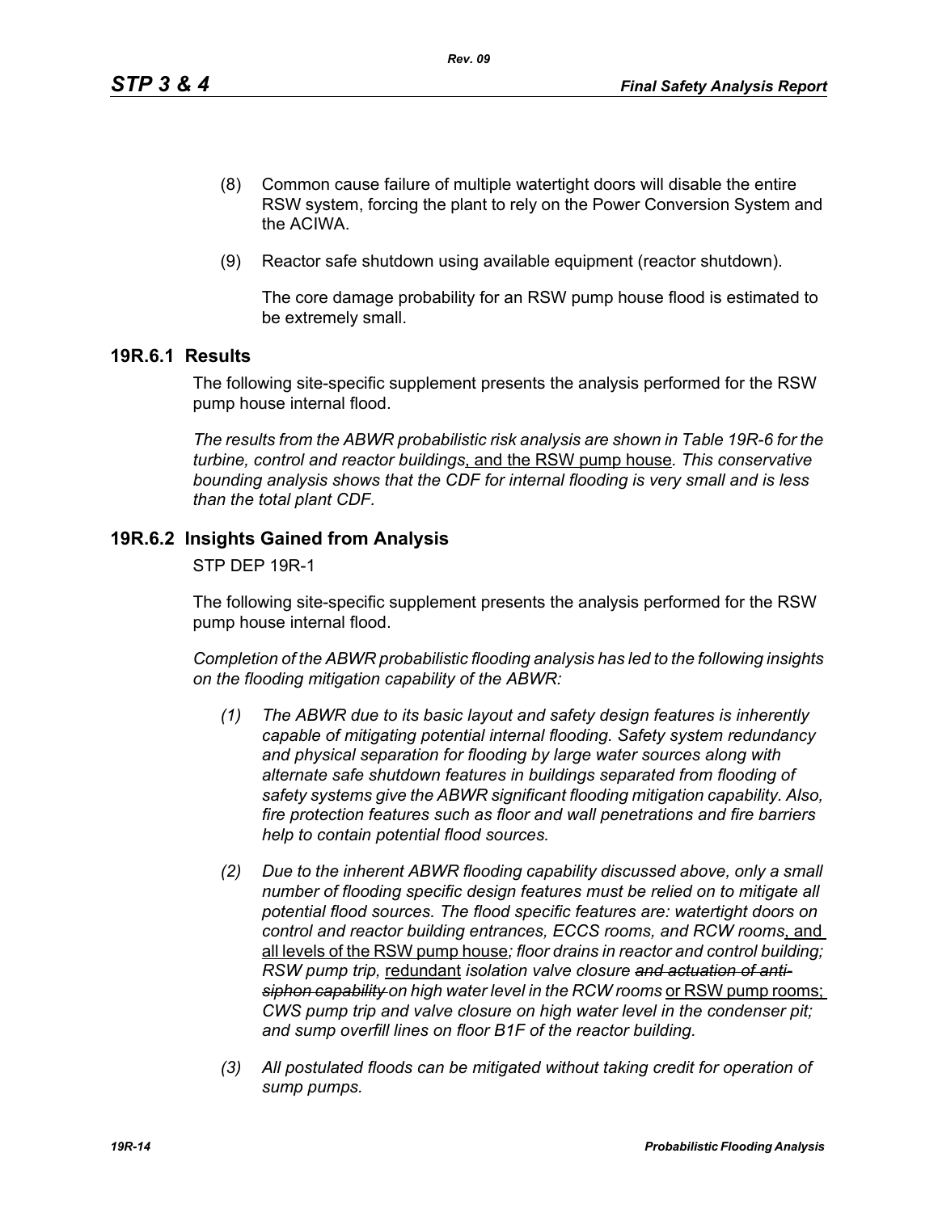(8) Common cause failure of multiple watertight doors will disable the entire RSW system, forcing the plant to rely on the Power Conversion System and the ACIWA.

(9) Reactor safe shutdown using available equipment (reactor shutdown).

The core damage probability for an RSW pump house flood is estimated to be extremely small.

## 19R.6.1 Results

The following site-specific supplement presents the analysis performed for the RSW pump house internal flood.

*The results from the ABWR probabilistic risk analysis are shown in Table 19R-6 for the turbine, control and reactor buildings*, and the RSW pump house*. This conservative bounding analysis shows that the CDF for internal flooding is very small and is less than the total plant CDF.*

## 19R.6.2 Insights Gained from Analysis

STP DEP 19R-1

The following site-specific supplement presents the analysis performed for the RSW pump house internal flood.

*Completion of the ABWR probabilistic flooding analysis has led to the following insights on the flooding mitigation capability of the ABWR:*

*(1) The ABWR due to its basic layout and safety design features is inherently capable of mitigating potential internal flooding. Safety system redundancy and physical separation for flooding by large water sources along with alternate safe shutdown features in buildings separated from flooding of safety systems give the ABWR significant flooding mitigation capability. Also, fire protection features such as floor and wall penetrations and fire barriers help to contain potential flood sources.*

*(2) Due to the inherent ABWR flooding capability discussed above, only a small number of flooding specific design features must be relied on to mitigate all potential flood sources. The flood specific features are: watertight doors on control and reactor building entrances, ECCS rooms, and RCW rooms*, and all levels of the RSW pump house*; floor drains in reactor and control building; RSW pump trip,* redundant *isolation valve closure ~~and actuation of anti-siphon capability~~ on high water level in the RCW rooms* or RSW pump rooms; *CWS pump trip and valve closure on high water level in the condenser pit; and sump overfill lines on floor B1F of the reactor building.*

*(3) All postulated floods can be mitigated without taking credit for operation of sump pumps.*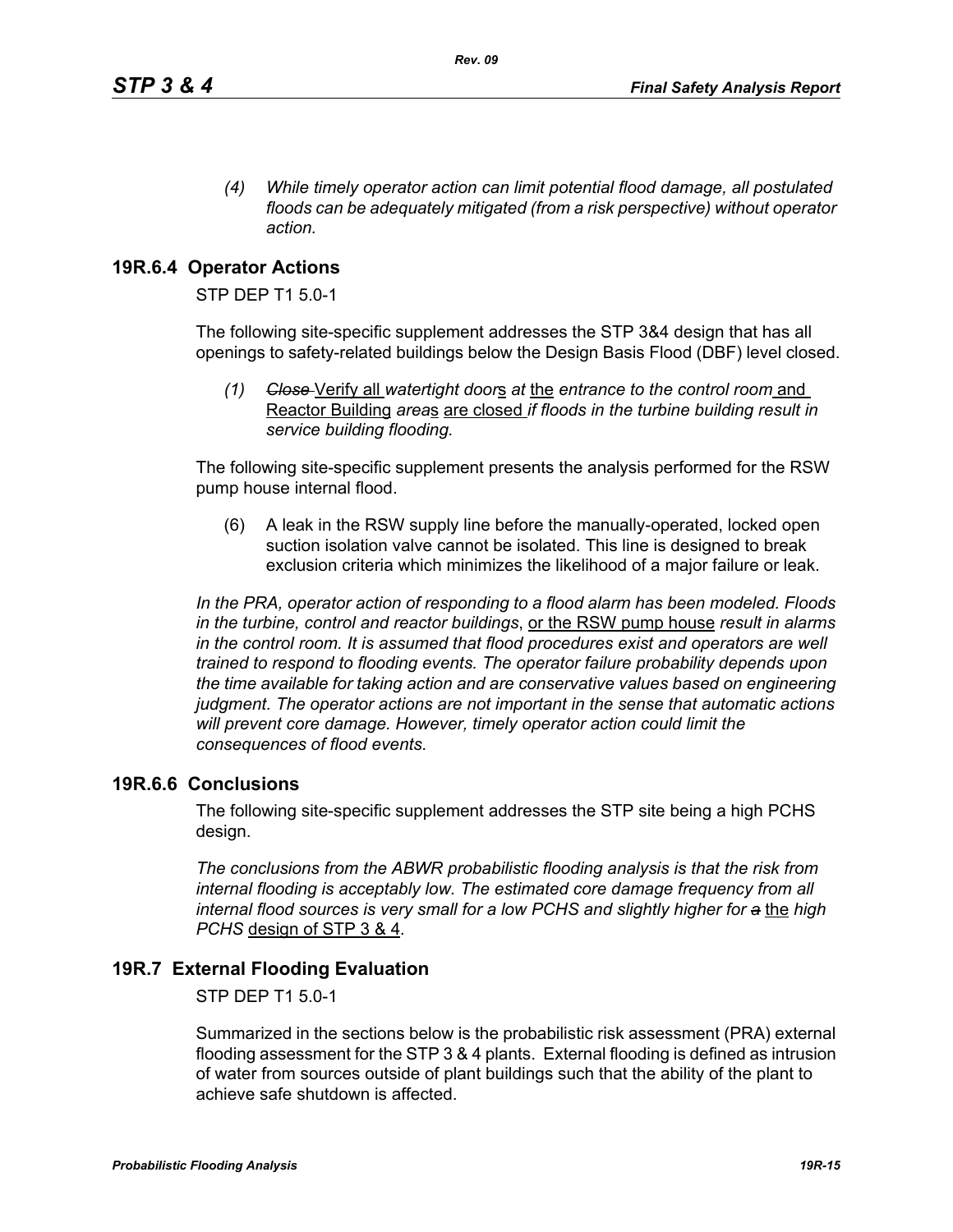*(4) While timely operator action can limit potential flood damage, all postulated floods can be adequately mitigated (from a risk perspective) without operator action.*

## 19R.6.4 Operator Actions

STP DEP T1 5.0-1

The following site-specific supplement addresses the STP 3&4 design that has all openings to safety-related buildings below the Design Basis Flood (DBF) level closed.

*(1) ~~Close~~* Verify all *watertight door*s *at* the *entrance to the control room* and Reactor Building *area*s are closed *if floods in the turbine building result in service building flooding.*

The following site-specific supplement presents the analysis performed for the RSW pump house internal flood.

(6) A leak in the RSW supply line before the manually-operated, locked open suction isolation valve cannot be isolated. This line is designed to break exclusion criteria which minimizes the likelihood of a major failure or leak.

*In the PRA, operator action of responding to a flood alarm has been modeled. Floods in the turbine, control and reactor buildings*, or the RSW pump house *result in alarms in the control room. It is assumed that flood procedures exist and operators are well trained to respond to flooding events. The operator failure probability depends upon the time available for taking action and are conservative values based on engineering judgment. The operator actions are not important in the sense that automatic actions will prevent core damage. However, timely operator action could limit the consequences of flood events.*

## 19R.6.6 Conclusions

The following site-specific supplement addresses the STP site being a high PCHS design.

*The conclusions from the ABWR probabilistic flooding analysis is that the risk from internal flooding is acceptably low. The estimated core damage frequency from all internal flood sources is very small for a low PCHS and slightly higher for ~~a~~* the *high PCHS* design of STP 3 & 4*.*

## 19R.7 External Flooding Evaluation

STP DEP T1 5.0-1

Summarized in the sections below is the probabilistic risk assessment (PRA) external flooding assessment for the STP 3 & 4 plants. External flooding is defined as intrusion of water from sources outside of plant buildings such that the ability of the plant to achieve safe shutdown is affected.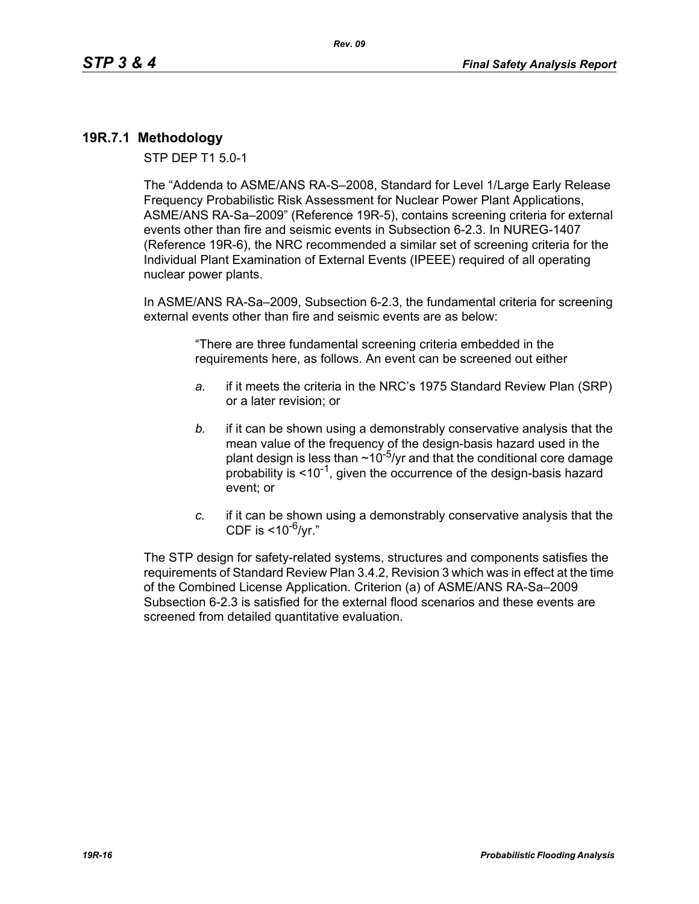## 19R.7.1 Methodology

STP DEP T1 5.0-1

The “Addenda to ASME/ANS RA-S–2008, Standard for Level 1/Large Early Release Frequency Probabilistic Risk Assessment for Nuclear Power Plant Applications, ASME/ANS RA-Sa–2009” (Reference 19R-5), contains screening criteria for external events other than fire and seismic events in Subsection 6-2.3. In NUREG-1407 (Reference 19R-6), the NRC recommended a similar set of screening criteria for the Individual Plant Examination of External Events (IPEEE) required of all operating nuclear power plants.

In ASME/ANS RA-Sa–2009, Subsection 6-2.3, the fundamental criteria for screening external events other than fire and seismic events are as below:

> “There are three fundamental screening criteria embedded in the requirements here, as follows. An event can be screened out either
>
> *a.* if it meets the criteria in the NRC’s 1975 Standard Review Plan (SRP) or a later revision; or
>
> *b.* if it can be shown using a demonstrably conservative analysis that the mean value of the frequency of the design-basis hazard used in the plant design is less than ~$10^{-5}$/yr and that the conditional core damage probability is <$10^{-1}$, given the occurrence of the design-basis hazard event; or
>
> *c.* if it can be shown using a demonstrably conservative analysis that the CDF is <$10^{-6}$/yr.”

The STP design for safety-related systems, structures and components satisfies the requirements of Standard Review Plan 3.4.2, Revision 3 which was in effect at the time of the Combined License Application. Criterion (a) of ASME/ANS RA-Sa–2009 Subsection 6-2.3 is satisfied for the external flood scenarios and these events are screened from detailed quantitative evaluation.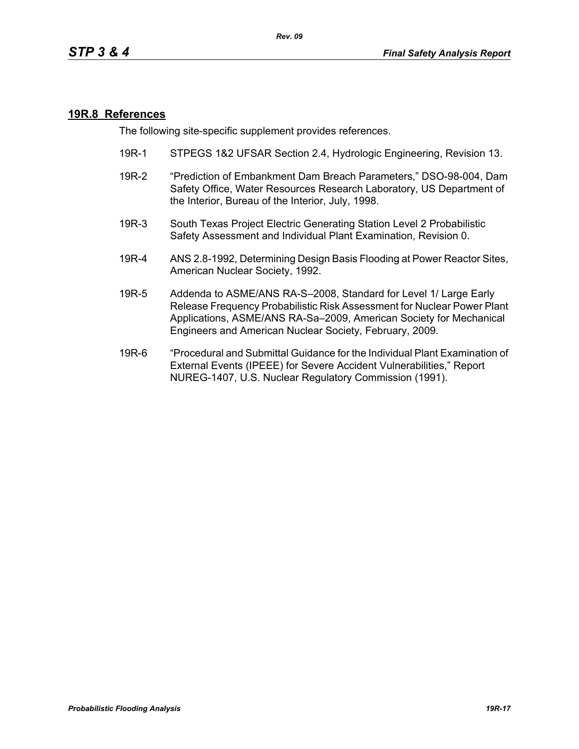## 19R.8 References

The following site-specific supplement provides references.

19R-1 STPEGS 1&2 UFSAR Section 2.4, Hydrologic Engineering, Revision 13.

19R-2 "Prediction of Embankment Dam Breach Parameters," DSO-98-004, Dam Safety Office, Water Resources Research Laboratory, US Department of the Interior, Bureau of the Interior, July, 1998.

19R-3 South Texas Project Electric Generating Station Level 2 Probabilistic Safety Assessment and Individual Plant Examination, Revision 0.

19R-4 ANS 2.8-1992, Determining Design Basis Flooding at Power Reactor Sites, American Nuclear Society, 1992.

19R-5 Addenda to ASME/ANS RA-S–2008, Standard for Level 1/ Large Early Release Frequency Probabilistic Risk Assessment for Nuclear Power Plant Applications, ASME/ANS RA-Sa–2009, American Society for Mechanical Engineers and American Nuclear Society, February, 2009.

19R-6 "Procedural and Submittal Guidance for the Individual Plant Examination of External Events (IPEEE) for Severe Accident Vulnerabilities," Report NUREG-1407, U.S. Nuclear Regulatory Commission (1991).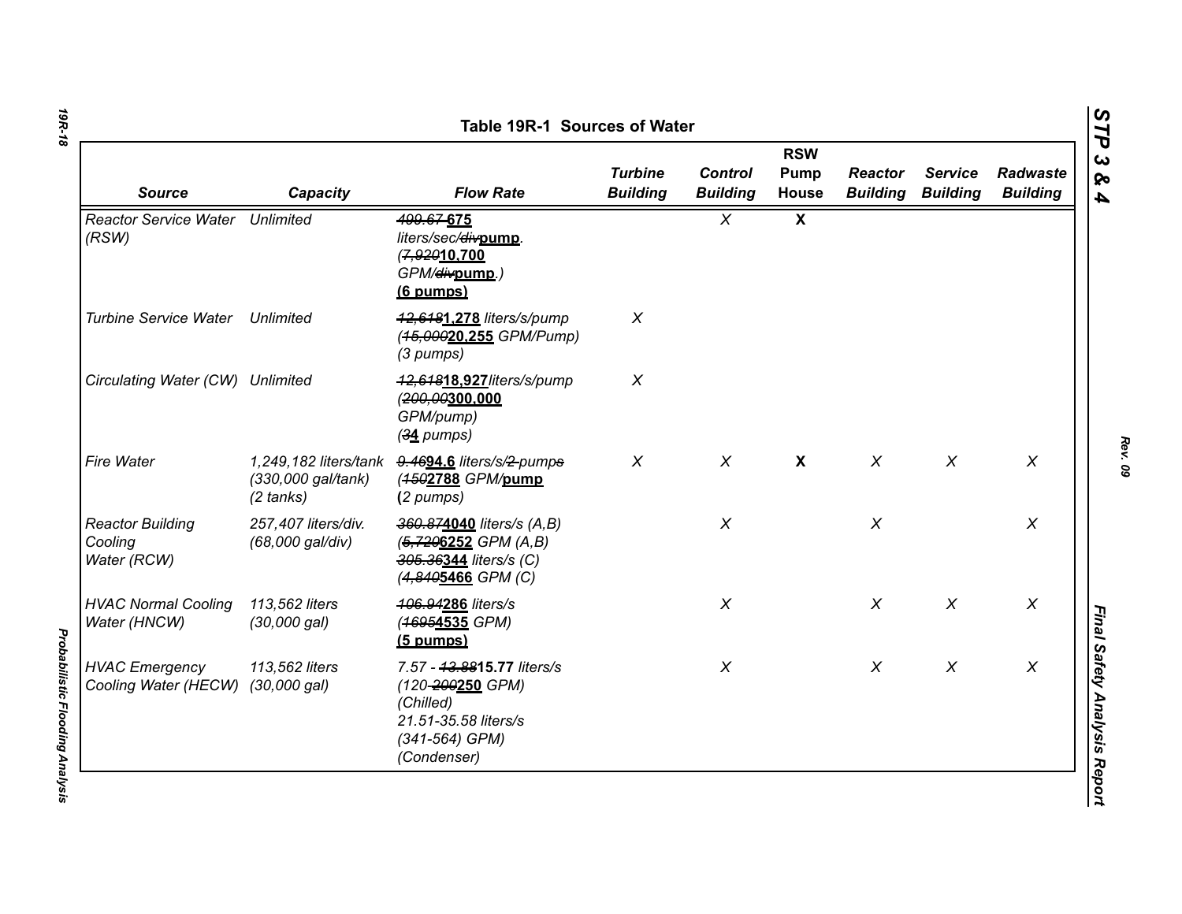Table 19R-1 Sources of Water

| Source | Capacity | Flow Rate | Turbine Building | Control Building | RSW Pump House | Reactor Building | Service Building | Radwaste Building |
|---|---|---|---|---|---|---|---|---|
| Reactor Service Water (RSW) | Unlimited | ~~499.67~~ **675** liters/sec/~~div~~**pump**. (~~7,920~~**10,700** GPM/~~div~~**pump**.) **(6 pumps)** | | X | **X** | | | |
| Turbine Service Water | Unlimited | ~~12,618~~**1,278** liters/s/pump (~~15,000~~**20,255** GPM/Pump) (3 pumps) | X | | | | | |
| Circulating Water (CW) | Unlimited | ~~12,618~~**18,927** liters/s/pump (~~200,00~~**300,000** GPM/pump) (~~3~~**4** pumps) | X | | | | | |
| Fire Water | 1,249,182 liters/tank (330,000 gal/tank) (2 tanks) | ~~9.46~~**94.6** liters/s/~~2 pumps~~ (~~150~~**2788** GPM/**pump** (2 pumps) | X | X | **X** | X | X | X |
| Reactor Building Cooling Water (RCW) | 257,407 liters/div. (68,000 gal/div) | ~~360.87~~**4040** liters/s (A,B) (~~5,720~~**6252** GPM (A,B) ~~305.36~~**344** liters/s (C) (~~4,840~~**5466** GPM (C) | | X | | X | | X |
| HVAC Normal Cooling Water (HNCW) | 113,562 liters (30,000 gal) | ~~106.94~~**286** liters/s (~~1695~~**4535** GPM) **(5 pumps)** | | X | | X | X | X |
| HVAC Emergency Cooling Water (HECW) | 113,562 liters (30,000 gal) | 7.57 - ~~13.88~~**15.77** liters/s (120-~~200~~**250** GPM) (Chilled) 21.51-35.58 liters/s (341-564) GPM) (Condenser) | | X | | X | X | X |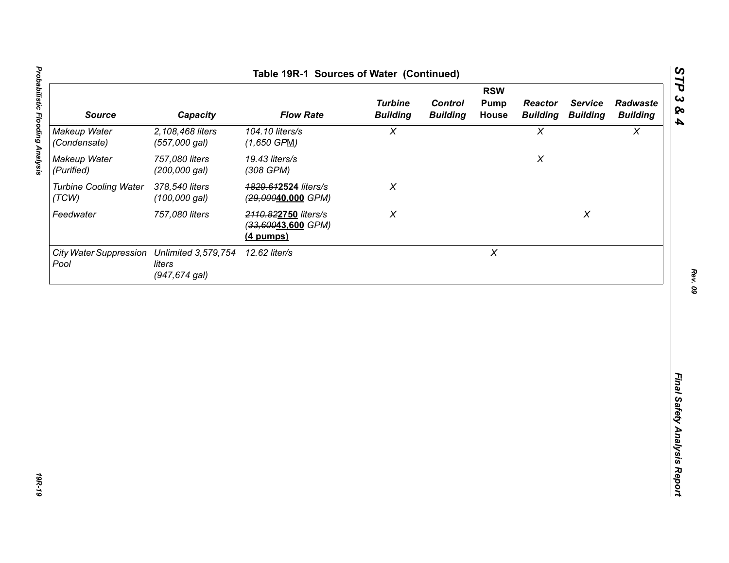**Table 19R-1 Sources of Water (Continued)**

| Source | Capacity | Flow Rate | Turbine Building | Control Building | RSW Pump House | Reactor Building | Service Building | Radwaste Building |
|---|---|---|---|---|---|---|---|---|
| *Makeup Water (Condensate)* | *2,108,468 liters (557,000 gal)* | *104.10 liters/s (1,650 GPM)* | *X* | | | *X* | | *X* |
| *Makeup Water (Purified)* | *757,080 liters (200,000 gal)* | *19.43 liters/s (308 GPM)* | | | | *X* | | |
| *Turbine Cooling Water (TCW)* | *378,540 liters (100,000 gal)* | ~~*1829.61*~~**2524** *liters/s* (~~*29,000*~~**40,000** *GPM)* | *X* | | | | | |
| *Feedwater* | *757,080 liters* | ~~*2110.82*~~**2750** *liters/s* (~~*33,600*~~**43,600** *GPM)* **(4 pumps)** | *X* | | | | *X* | |
| *City Water Suppression Pool* | *Unlimited 3,579,754 liters (947,674 gal)* | *12.62 liter/s* | | | *X* | | | |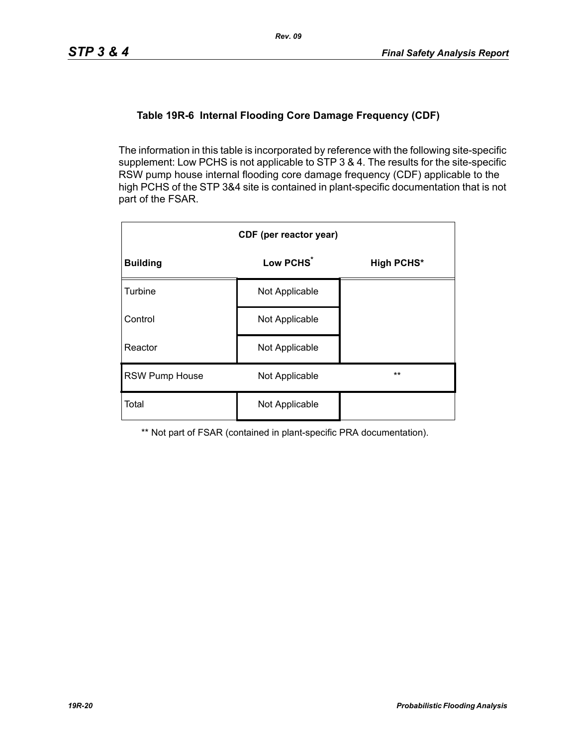### Table 19R-6 Internal Flooding Core Damage Frequency (CDF)

The information in this table is incorporated by reference with the following site-specific supplement: Low PCHS is not applicable to STP 3 & 4. The results for the site-specific RSW pump house internal flooding core damage frequency (CDF) applicable to the high PCHS of the STP 3&4 site is contained in plant-specific documentation that is not part of the FSAR.

| CDF (per reactor year) | | |
|---|---|---|
| **Building** | **Low PCHS*** | **High PCHS*** |
| Turbine | Not Applicable | |
| Control | Not Applicable | |
| Reactor | Not Applicable | |
| RSW Pump House | Not Applicable | ** |
| Total | Not Applicable | |

** Not part of FSAR (contained in plant-specific PRA documentation).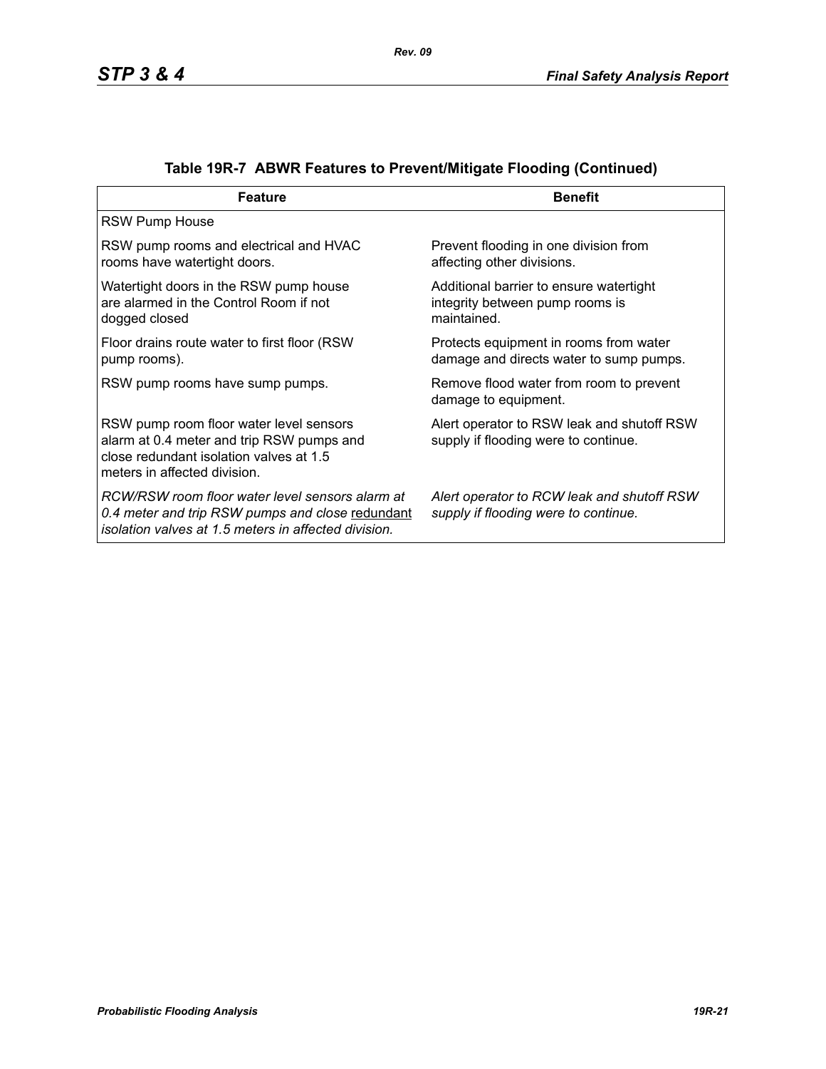## Table 19R-7 ABWR Features to Prevent/Mitigate Flooding (Continued)

| Feature | Benefit |
|---|---|
| RSW Pump House | |
| RSW pump rooms and electrical and HVAC rooms have watertight doors. | Prevent flooding in one division from affecting other divisions. |
| Watertight doors in the RSW pump house are alarmed in the Control Room if not dogged closed | Additional barrier to ensure watertight integrity between pump rooms is maintained. |
| Floor drains route water to first floor (RSW pump rooms). | Protects equipment in rooms from water damage and directs water to sump pumps. |
| RSW pump rooms have sump pumps. | Remove flood water from room to prevent damage to equipment. |
| RSW pump room floor water level sensors alarm at 0.4 meter and trip RSW pumps and close redundant isolation valves at 1.5 meters in affected division. | Alert operator to RSW leak and shutoff RSW supply if flooding were to continue. |
| *RCW/RSW room floor water level sensors alarm at 0.4 meter and trip RSW pumps and close* <u>redundant</u> *isolation valves at 1.5 meters in affected division.* | *Alert operator to RCW leak and shutoff RSW supply if flooding were to continue.* |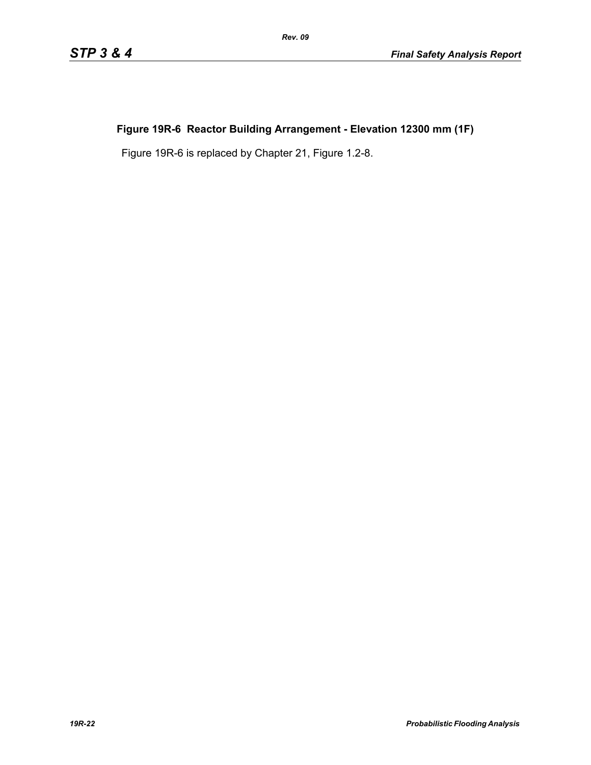## Figure 19R-6 Reactor Building Arrangement - Elevation 12300 mm (1F)

Figure 19R-6 is replaced by Chapter 21, Figure 1.2-8.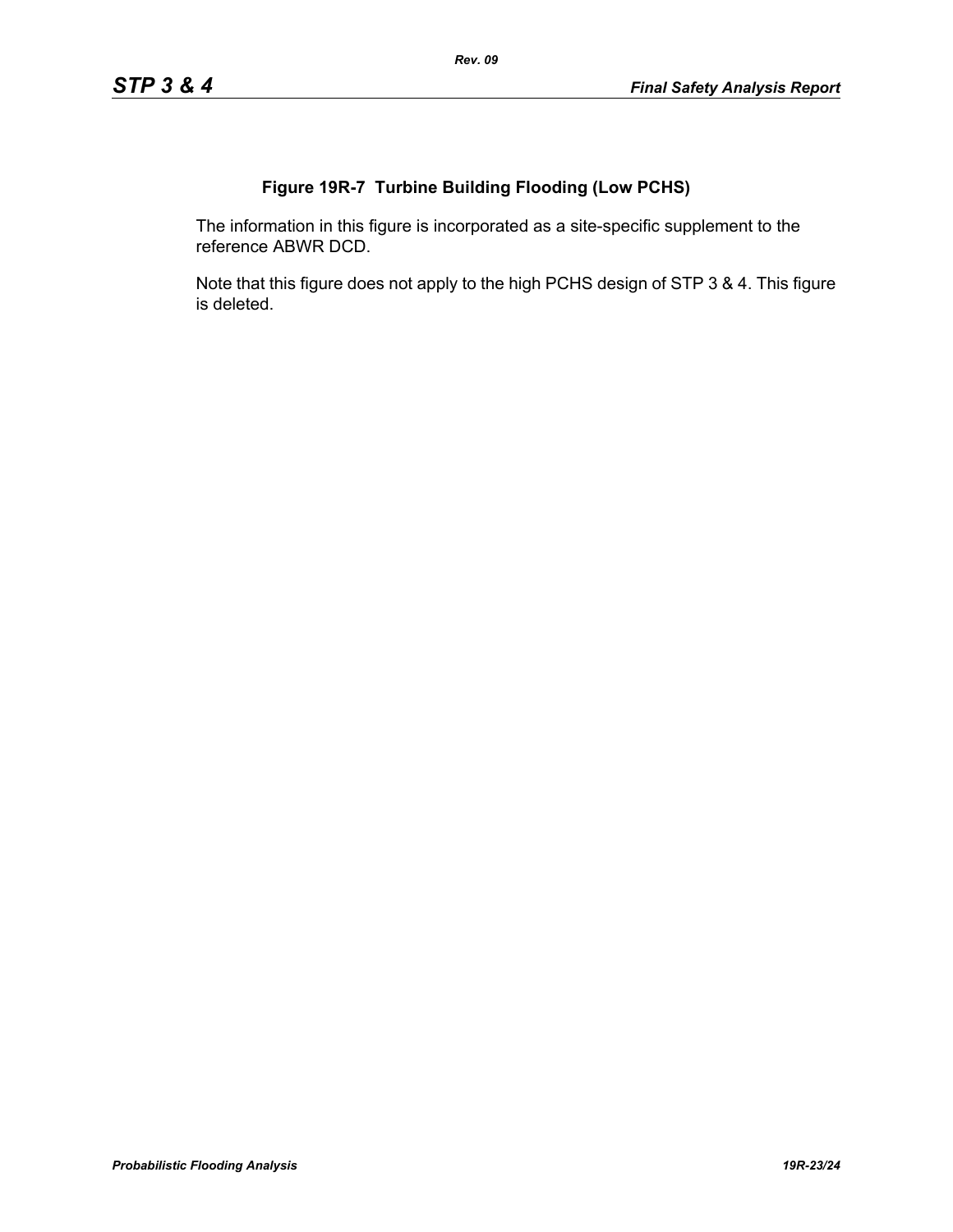**Figure 19R-7 Turbine Building Flooding (Low PCHS)**

The information in this figure is incorporated as a site-specific supplement to the reference ABWR DCD.

Note that this figure does not apply to the high PCHS design of STP 3 & 4. This figure is deleted.